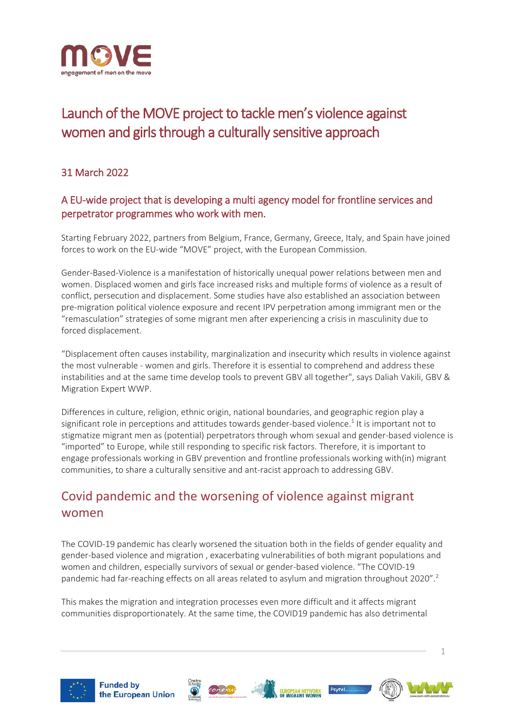# Launch of the MOVE project to tackle men's violence against women and girls through a culturally sensitive approach

## 31 March 2022

### A EU-wide project that is developing a multi agency model for frontline services and perpetrator programmes who work with men.

Starting February 2022, partners from Belgium, France, Germany, Greece, Italy, and Spain have joined forces to work on the EU-wide "MOVE" project, with the European Commission.

Gender-Based-Violence is a manifestation of historically unequal power relations between men and women. Displaced women and girls face increased risks and multiple forms of violence as a result of conflict, persecution and displacement. Some studies have also established an association between pre-migration political violence exposure and recent IPV perpetration among immigrant men or the "remasculation" strategies of some migrant men after experiencing a crisis in masculinity due to forced displacement.

"Displacement often causes instability, marginalization and insecurity which results in violence against the most vulnerable - women and girls. Therefore it is essential to comprehend and address these instabilities and at the same time develop tools to prevent GBV all together", says Daliah Vakili, GBV & Migration Expert WWP.

Differences in culture, religion, ethnic origin, national boundaries, and geographic region play a significant role in perceptions and attitudes towards gender-based violence.[1] It is important not to stigmatize migrant men as (potential) perpetrators through whom sexual and gender-based violence is "imported" to Europe, while still responding to specific risk factors. Therefore, it is important to engage professionals working in GBV prevention and frontline professionals working with(in) migrant communities, to share a culturally sensitive and ant-racist approach to addressing GBV.

## Covid pandemic and the worsening of violence against migrant women

The COVID-19 pandemic has clearly worsened the situation both in the fields of gender equality and gender-based violence and migration , exacerbating vulnerabilities of both migrant populations and women and children, especially survivors of sexual or gender-based violence. "The COVID-19 pandemic had far-reaching effects on all areas related to asylum and migration throughout 2020".[2]

This makes the migration and integration processes even more difficult and it affects migrant communities disproportionately. At the same time, the COVID19 pandemic has also detrimental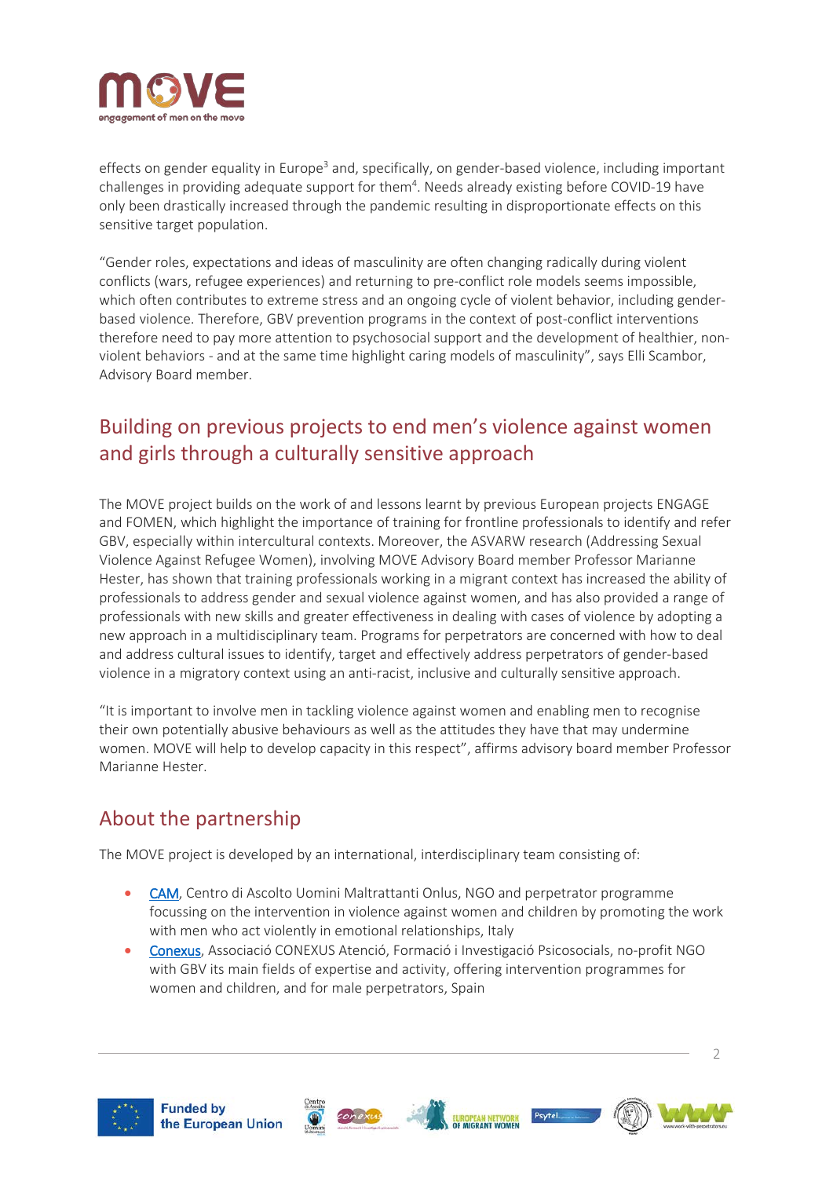effects on gender equality in Europe[3] and, specifically, on gender-based violence, including important challenges in providing adequate support for them[4]. Needs already existing before COVID-19 have only been drastically increased through the pandemic resulting in disproportionate effects on this sensitive target population.

"Gender roles, expectations and ideas of masculinity are often changing radically during violent conflicts (wars, refugee experiences) and returning to pre-conflict role models seems impossible, which often contributes to extreme stress and an ongoing cycle of violent behavior, including gender-based violence. Therefore, GBV prevention programs in the context of post-conflict interventions therefore need to pay more attention to psychosocial support and the development of healthier, non-violent behaviors - and at the same time highlight caring models of masculinity", says Elli Scambor, Advisory Board member.

## Building on previous projects to end men's violence against women and girls through a culturally sensitive approach

The MOVE project builds on the work of and lessons learnt by previous European projects ENGAGE and FOMEN, which highlight the importance of training for frontline professionals to identify and refer GBV, especially within intercultural contexts. Moreover, the ASVARW research (Addressing Sexual Violence Against Refugee Women), involving MOVE Advisory Board member Professor Marianne Hester, has shown that training professionals working in a migrant context has increased the ability of professionals to address gender and sexual violence against women, and has also provided a range of professionals with new skills and greater effectiveness in dealing with cases of violence by adopting a new approach in a multidisciplinary team. Programs for perpetrators are concerned with how to deal and address cultural issues to identify, target and effectively address perpetrators of gender-based violence in a migratory context using an anti-racist, inclusive and culturally sensitive approach.

"It is important to involve men in tackling violence against women and enabling men to recognise their own potentially abusive behaviours as well as the attitudes they have that may undermine women. MOVE will help to develop capacity in this respect", affirms advisory board member Professor Marianne Hester.

## About the partnership

The MOVE project is developed by an international, interdisciplinary team consisting of:

- CAM, Centro di Ascolto Uomini Maltrattanti Onlus, NGO and perpetrator programme focussing on the intervention in violence against women and children by promoting the work with men who act violently in emotional relationships, Italy
- Conexus, Associació CONEXUS Atenció, Formació i Investigació Psicosocials, no-profit NGO with GBV its main fields of expertise and activity, offering intervention programmes for women and children, and for male perpetrators, Spain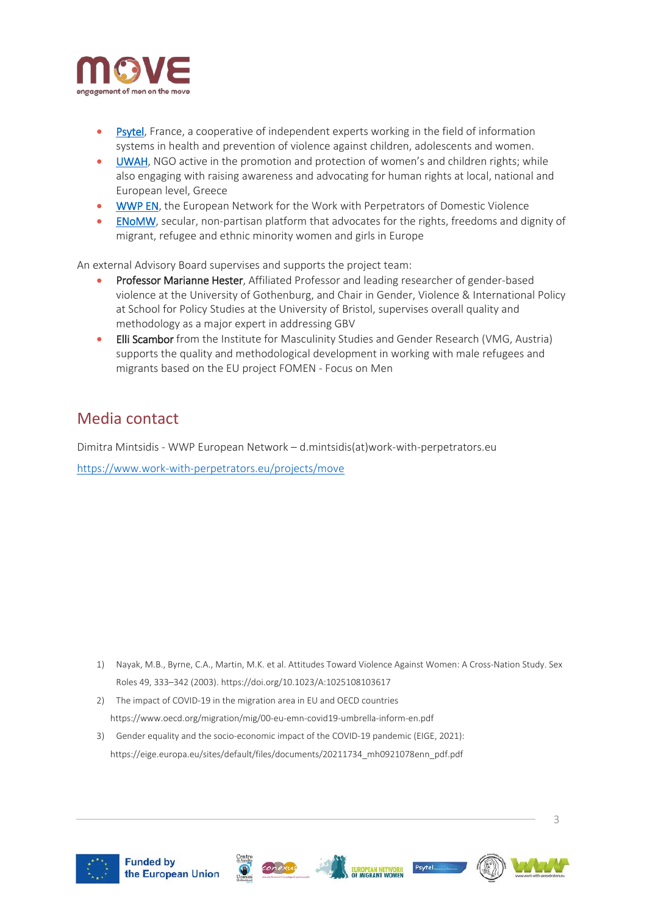- Psytel, France, a cooperative of independent experts working in the field of information systems in health and prevention of violence against children, adolescents and women.
- UWAH, NGO active in the promotion and protection of women's and children rights; while also engaging with raising awareness and advocating for human rights at local, national and European level, Greece
- WWP EN, the European Network for the Work with Perpetrators of Domestic Violence
- ENoMW, secular, non-partisan platform that advocates for the rights, freedoms and dignity of migrant, refugee and ethnic minority women and girls in Europe

An external Advisory Board supervises and supports the project team:

- **Professor Marianne Hester**, Affiliated Professor and leading researcher of gender-based violence at the University of Gothenburg, and Chair in Gender, Violence & International Policy at School for Policy Studies at the University of Bristol, supervises overall quality and methodology as a major expert in addressing GBV
- **Elli Scambor** from the Institute for Masculinity Studies and Gender Research (VMG, Austria) supports the quality and methodological development in working with male refugees and migrants based on the EU project FOMEN - Focus on Men

## Media contact

Dimitra Mintsidis - WWP European Network – d.mintsidis(at)work-with-perpetrators.eu

https://www.work-with-perpetrators.eu/projects/move

1) Nayak, M.B., Byrne, C.A., Martin, M.K. et al. Attitudes Toward Violence Against Women: A Cross-Nation Study. Sex Roles 49, 333–342 (2003). https://doi.org/10.1023/A:1025108103617
2) The impact of COVID-19 in the migration area in EU and OECD countries https://www.oecd.org/migration/mig/00-eu-emn-covid19-umbrella-inform-en.pdf
3) Gender equality and the socio-economic impact of the COVID-19 pandemic (EIGE, 2021): https://eige.europa.eu/sites/default/files/documents/20211734_mh0921078enn_pdf.pdf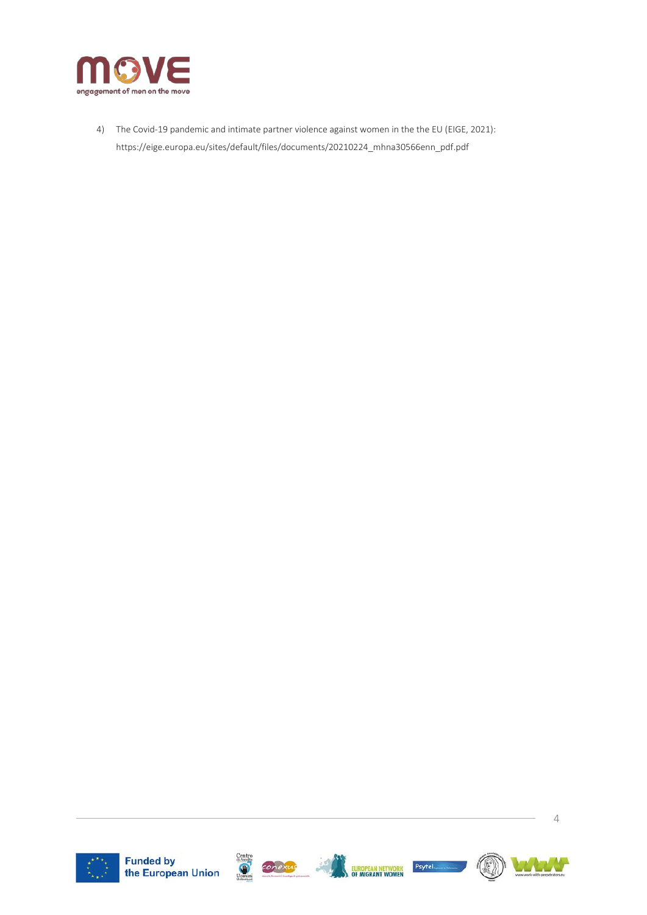4) The Covid-19 pandemic and intimate partner violence against women in the the EU (EIGE, 2021): https://eige.europa.eu/sites/default/files/documents/20210224_mhna30566enn_pdf.pdf